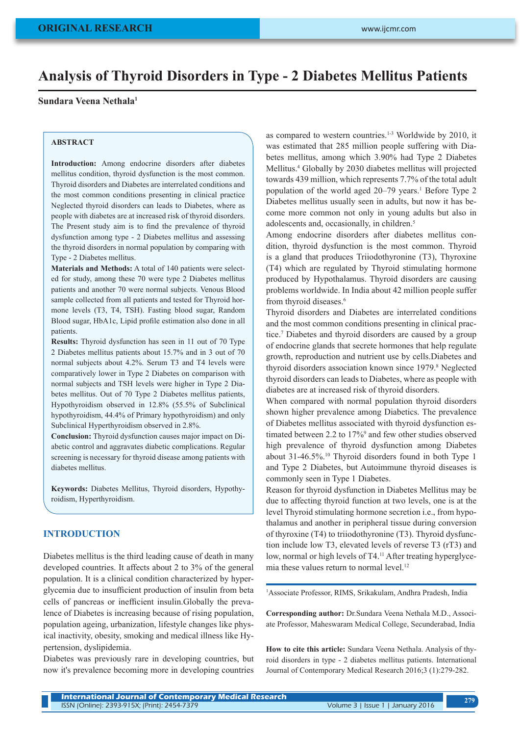ORIGINAL RESEARCH

# Analysis of Thyroid Disorders in Type - 2 Diabetes Mellitus Patients

**Sundara Veena Nethala**[1]

## ABSTRACT

**Introduction:** Among endocrine disorders after diabetes mellitus condition, thyroid dysfunction is the most common. Thyroid disorders and Diabetes are interrelated conditions and the most common conditions presenting in clinical practice Neglected thyroid disorders can leads to Diabetes, where as people with diabetes are at increased risk of thyroid disorders. The Present study aim is to find the prevalence of thyroid dysfunction among type - 2 Diabetes mellitus and assessing the thyroid disorders in normal population by comparing with Type - 2 Diabetes mellitus.

**Materials and Methods:** A total of 140 patients were selected for study, among these 70 were type 2 Diabetes mellitus patients and another 70 were normal subjects. Venous Blood sample collected from all patients and tested for Thyroid hormone levels (T3, T4, TSH). Fasting blood sugar, Random Blood sugar, HbA1c, Lipid profile estimation also done in all patients.

**Results:** Thyroid dysfunction has seen in 11 out of 70 Type 2 Diabetes mellitus patients about 15.7% and in 3 out of 70 normal subjects about 4.2%. Serum T3 and T4 levels were comparatively lower in Type 2 Diabetes on comparison with normal subjects and TSH levels were higher in Type 2 Diabetes mellitus. Out of 70 Type 2 Diabetes mellitus patients, Hypothyroidism observed in 12.8% (55.5% of Subclinical hypothyroidism, 44.4% of Primary hypothyroidism) and only Subclinical Hyperthyroidism observed in 2.8%.

**Conclusion:** Thyroid dysfunction causes major impact on Diabetic control and aggravates diabetic complications. Regular screening is necessary for thyroid disease among patients with diabetes mellitus.

**Keywords:** Diabetes Mellitus, Thyroid disorders, Hypothyroidism, Hyperthyroidism.

## INTRODUCTION

Diabetes mellitus is the third leading cause of death in many developed countries. It affects about 2 to 3% of the general population. It is a clinical condition characterized by hyperglycemia due to insufficient production of insulin from beta cells of pancreas or inefficient insulin.Globally the prevalence of Diabetes is increasing because of rising population, population ageing, urbanization, lifestyle changes like physical inactivity, obesity, smoking and medical illness like Hypertension, dyslipidemia.

Diabetes was previously rare in developing countries, but now it's prevalence becoming more in developing countries as compared to western countries.[1-3] Worldwide by 2010, it was estimated that 285 million people suffering with Diabetes mellitus, among which 3.90% had Type 2 Diabetes Mellitus.[4] Globally by 2030 diabetes mellitus will projected towards 439 million, which represents 7.7% of the total adult population of the world aged 20–79 years.[1] Before Type 2 Diabetes mellitus usually seen in adults, but now it has become more common not only in young adults but also in adolescents and, occasionally, in children.[5]

Among endocrine disorders after diabetes mellitus condition, thyroid dysfunction is the most common. Thyroid is a gland that produces Triiodothyronine (T3), Thyroxine (T4) which are regulated by Thyroid stimulating hormone produced by Hypothalamus. Thyroid disorders are causing problems worldwide. In India about 42 million people suffer from thyroid diseases.[6]

Thyroid disorders and Diabetes are interrelated conditions and the most common conditions presenting in clinical practice.[7] Diabetes and thyroid disorders are caused by a group of endocrine glands that secrete hormones that help regulate growth, reproduction and nutrient use by cells.Diabetes and thyroid disorders association known since 1979.[8] Neglected thyroid disorders can leads to Diabetes, where as people with diabetes are at increased risk of thyroid disorders.

When compared with normal population thyroid disorders shown higher prevalence among Diabetics. The prevalence of Diabetes mellitus associated with thyroid dysfunction estimated between 2.2 to 17%[9] and few other studies observed high prevalence of thyroid dysfunction among Diabetes about 31-46.5%.[10] Thyroid disorders found in both Type 1 and Type 2 Diabetes, but Autoimmune thyroid diseases is commonly seen in Type 1 Diabetes.

Reason for thyroid dysfunction in Diabetes Mellitus may be due to affecting thyroid function at two levels, one is at the level Thyroid stimulating hormone secretion i.e., from hypothalamus and another in peripheral tissue during conversion of thyroxine (T4) to triiodothyronine (T3). Thyroid dysfunction include low T3, elevated levels of reverse T3 (rT3) and low, normal or high levels of T4.[11] After treating hyperglycemia these values return to normal level.[12]

[1]Associate Professor, RIMS, Srikakulam, Andhra Pradesh, India

**Corresponding author:** Dr.Sundara Veena Nethala M.D., Associate Professor, Maheswaram Medical College, Secunderabad, India

**How to cite this article:** Sundara Veena Nethala. Analysis of thyroid disorders in type - 2 diabetes mellitus patients. International Journal of Contemporary Medical Research 2016;3 (1):279-282.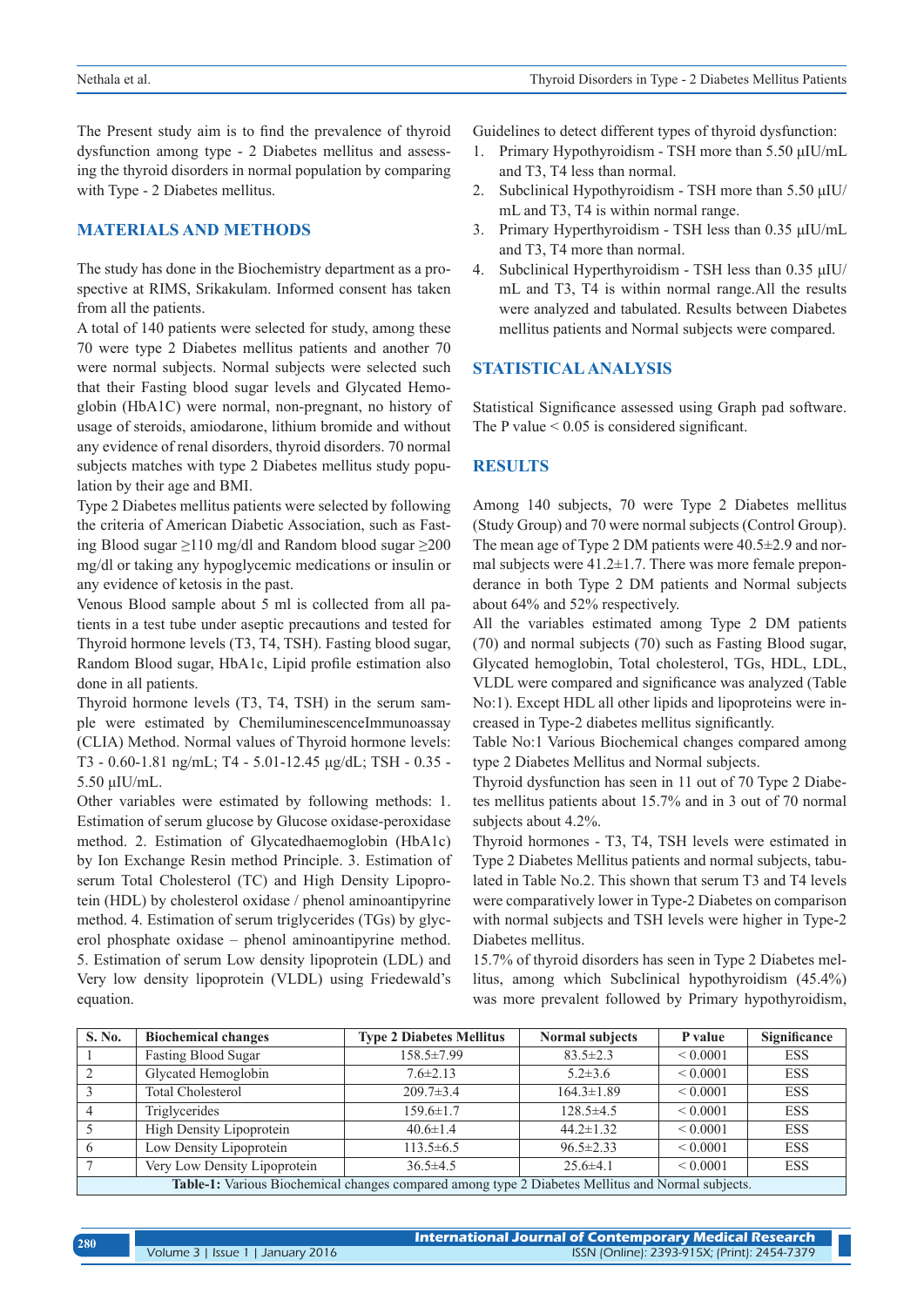The Present study aim is to find the prevalence of thyroid dysfunction among type - 2 Diabetes mellitus and assessing the thyroid disorders in normal population by comparing with Type - 2 Diabetes mellitus.

## MATERIALS AND METHODS

The study has done in the Biochemistry department as a prospective at RIMS, Srikakulam. Informed consent has taken from all the patients.

A total of 140 patients were selected for study, among these 70 were type 2 Diabetes mellitus patients and another 70 were normal subjects. Normal subjects were selected such that their Fasting blood sugar levels and Glycated Hemoglobin (HbA1C) were normal, non-pregnant, no history of usage of steroids, amiodarone, lithium bromide and without any evidence of renal disorders, thyroid disorders. 70 normal subjects matches with type 2 Diabetes mellitus study population by their age and BMI.

Type 2 Diabetes mellitus patients were selected by following the criteria of American Diabetic Association, such as Fasting Blood sugar ≥110 mg/dl and Random blood sugar ≥200 mg/dl or taking any hypoglycemic medications or insulin or any evidence of ketosis in the past.

Venous Blood sample about 5 ml is collected from all patients in a test tube under aseptic precautions and tested for Thyroid hormone levels (T3, T4, TSH). Fasting blood sugar, Random Blood sugar, HbA1c, Lipid profile estimation also done in all patients.

Thyroid hormone levels (T3, T4, TSH) in the serum sample were estimated by ChemiluminescenceImmunoassay (CLIA) Method. Normal values of Thyroid hormone levels: T3 - 0.60-1.81 ng/mL; T4 - 5.01-12.45 μg/dL; TSH - 0.35 - 5.50 μIU/mL.

Other variables were estimated by following methods: 1. Estimation of serum glucose by Glucose oxidase-peroxidase method. 2. Estimation of Glycatedhaemoglobin (HbA1c) by Ion Exchange Resin method Principle. 3. Estimation of serum Total Cholesterol (TC) and High Density Lipoprotein (HDL) by cholesterol oxidase / phenol aminoantipyrine method. 4. Estimation of serum triglycerides (TGs) by glycerol phosphate oxidase – phenol aminoantipyrine method. 5. Estimation of serum Low density lipoprotein (LDL) and Very low density lipoprotein (VLDL) using Friedewald's equation.

Guidelines to detect different types of thyroid dysfunction:

1. Primary Hypothyroidism - TSH more than 5.50 μIU/mL and T3, T4 less than normal.
2. Subclinical Hypothyroidism - TSH more than 5.50 μIU/mL and T3, T4 is within normal range.
3. Primary Hyperthyroidism - TSH less than 0.35 μIU/mL and T3, T4 more than normal.
4. Subclinical Hyperthyroidism - TSH less than 0.35 μIU/mL and T3, T4 is within normal range.All the results were analyzed and tabulated. Results between Diabetes mellitus patients and Normal subjects were compared.

## STATISTICAL ANALYSIS

Statistical Significance assessed using Graph pad software. The P value < 0.05 is considered significant.

## RESULTS

Among 140 subjects, 70 were Type 2 Diabetes mellitus (Study Group) and 70 were normal subjects (Control Group). The mean age of Type 2 DM patients were 40.5±2.9 and normal subjects were 41.2±1.7. There was more female preponderance in both Type 2 DM patients and Normal subjects about 64% and 52% respectively.

All the variables estimated among Type 2 DM patients (70) and normal subjects (70) such as Fasting Blood sugar, Glycated hemoglobin, Total cholesterol, TGs, HDL, LDL, VLDL were compared and significance was analyzed (Table No:1). Except HDL all other lipids and lipoproteins were increased in Type-2 diabetes mellitus significantly.

Table No:1 Various Biochemical changes compared among type 2 Diabetes Mellitus and Normal subjects.

Thyroid dysfunction has seen in 11 out of 70 Type 2 Diabetes mellitus patients about 15.7% and in 3 out of 70 normal subjects about 4.2%.

Thyroid hormones - T3, T4, TSH levels were estimated in Type 2 Diabetes Mellitus patients and normal subjects, tabulated in Table No.2. This shown that serum T3 and T4 levels were comparatively lower in Type-2 Diabetes on comparison with normal subjects and TSH levels were higher in Type-2 Diabetes mellitus.

15.7% of thyroid disorders has seen in Type 2 Diabetes mellitus, among which Subclinical hypothyroidism (45.4%) was more prevalent followed by Primary hypothyroidism,

| S. No. | Biochemical changes | Type 2 Diabetes Mellitus | Normal subjects | P value | Significance |
|---|---|---|---|---|---|
| 1 | Fasting Blood Sugar | 158.5±7.99 | 83.5±2.3 | < 0.0001 | ESS |
| 2 | Glycated Hemoglobin | 7.6±2.13 | 5.2±3.6 | < 0.0001 | ESS |
| 3 | Total Cholesterol | 209.7±3.4 | 164.3±1.89 | < 0.0001 | ESS |
| 4 | Triglycerides | 159.6±1.7 | 128.5±4.5 | < 0.0001 | ESS |
| 5 | High Density Lipoprotein | 40.6±1.4 | 44.2±1.32 | < 0.0001 | ESS |
| 6 | Low Density Lipoprotein | 113.5±6.5 | 96.5±2.33 | < 0.0001 | ESS |
| 7 | Very Low Density Lipoprotein | 36.5±4.5 | 25.6±4.1 | < 0.0001 | ESS |

**Table-1:** Various Biochemical changes compared among type 2 Diabetes Mellitus and Normal subjects.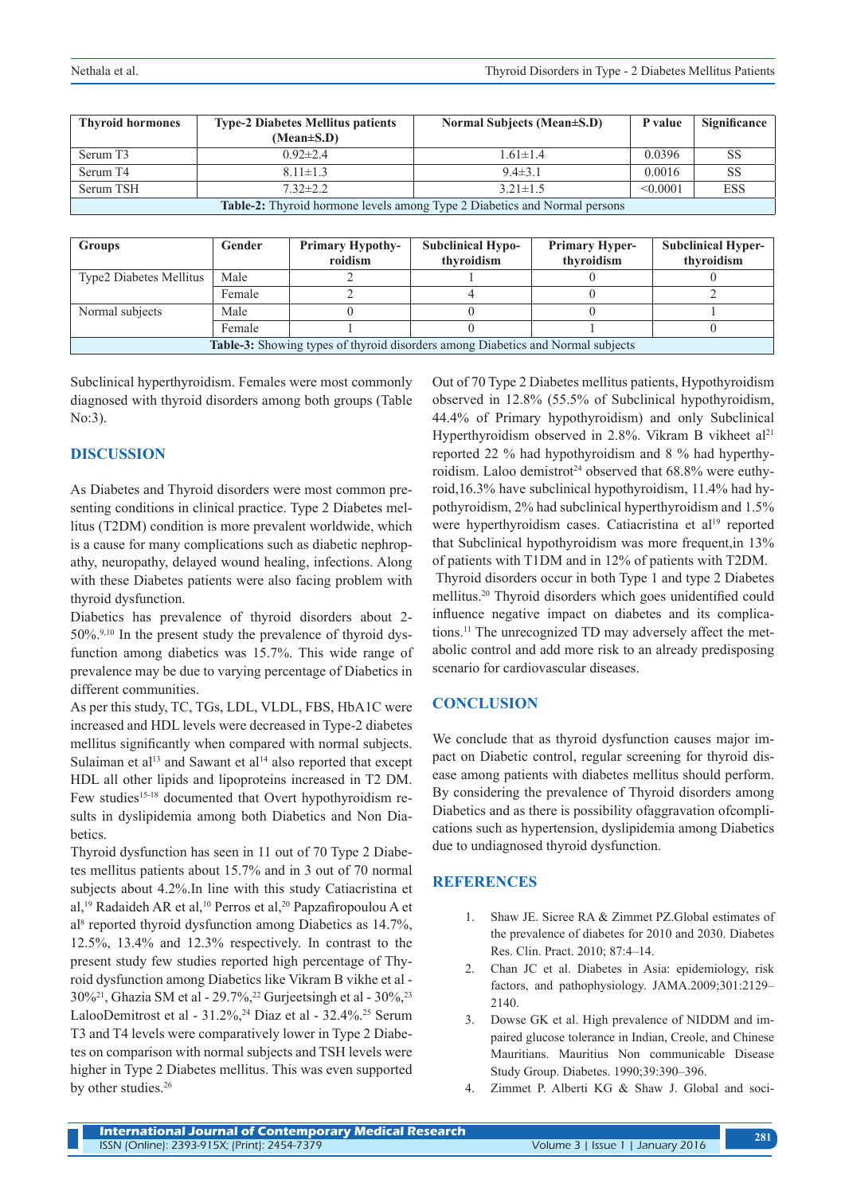| Thyroid hormones | Type-2 Diabetes Mellitus patients (Mean±S.D) | Normal Subjects (Mean±S.D) | P value | Significance |
|---|---|---|---|---|
| Serum T3 | 0.92±2.4 | 1.61±1.4 | 0.0396 | SS |
| Serum T4 | 8.11±1.3 | 9.4±3.1 | 0.0016 | SS |
| Serum TSH | 7.32±2.2 | 3.21±1.5 | <0.0001 | ESS |

**Table-2:** Thyroid hormone levels among Type 2 Diabetics and Normal persons

| Groups | Gender | Primary Hypothyroidism | Subclinical Hypothyroidism | Primary Hyperthyroidism | Subclinical Hyperthyroidism |
|---|---|---|---|---|---|
| Type2 Diabetes Mellitus | Male | 2 | 1 | 0 | 0 |
| | Female | 2 | 4 | 0 | 2 |
| Normal subjects | Male | 0 | 0 | 0 | 1 |
| | Female | 1 | 0 | 1 | 0 |

**Table-3:** Showing types of thyroid disorders among Diabetics and Normal subjects

Subclinical hyperthyroidism. Females were most commonly diagnosed with thyroid disorders among both groups (Table No:3).

## DISCUSSION

As Diabetes and Thyroid disorders were most common presenting conditions in clinical practice. Type 2 Diabetes mellitus (T2DM) condition is more prevalent worldwide, which is a cause for many complications such as diabetic nephropathy, neuropathy, delayed wound healing, infections. Along with these Diabetes patients were also facing problem with thyroid dysfunction.

Diabetics has prevalence of thyroid disorders about 2-50%.[9,10] In the present study the prevalence of thyroid dysfunction among diabetics was 15.7%. This wide range of prevalence may be due to varying percentage of Diabetics in different communities.

As per this study, TC, TGs, LDL, VLDL, FBS, HbA1C were increased and HDL levels were decreased in Type-2 diabetes mellitus significantly when compared with normal subjects. Sulaiman et al[13] and Sawant et al[14] also reported that except HDL all other lipids and lipoproteins increased in T2 DM. Few studies[15-18] documented that Overt hypothyroidism results in dyslipidemia among both Diabetics and Non Diabetics.

Thyroid dysfunction has seen in 11 out of 70 Type 2 Diabetes mellitus patients about 15.7% and in 3 out of 70 normal subjects about 4.2%.In line with this study Catiacristina et al,[19] Radaideh AR et al,[10] Perros et al,[20] Papzafiropoulou A et al[8] reported thyroid dysfunction among Diabetics as 14.7%, 12.5%, 13.4% and 12.3% respectively. In contrast to the present study few studies reported high percentage of Thyroid dysfunction among Diabetics like Vikram B vikhe et al - 30%[21], Ghazia SM et al - 29.7%,[22] Gurjeetsingh et al - 30%,[23] LalooDemitrost et al - 31.2%,[24] Diaz et al - 32.4%.[25] Serum T3 and T4 levels were comparatively lower in Type 2 Diabetes on comparison with normal subjects and TSH levels were higher in Type 2 Diabetes mellitus. This was even supported by other studies.[26]

Out of 70 Type 2 Diabetes mellitus patients, Hypothyroidism observed in 12.8% (55.5% of Subclinical hypothyroidism, 44.4% of Primary hypothyroidism) and only Subclinical Hyperthyroidism observed in 2.8%. Vikram B vikheet al[21] reported 22 % had hypothyroidism and 8 % had hyperthyroidism. Laloo demistrot[24] observed that 68.8% were euthyroid,16.3% have subclinical hypothyroidism, 11.4% had hypothyroidism, 2% had subclinical hyperthyroidism and 1.5% were hyperthyroidism cases. Catiacristina et al[19] reported that Subclinical hypothyroidism was more frequent,in 13% of patients with T1DM and in 12% of patients with T2DM.

Thyroid disorders occur in both Type 1 and type 2 Diabetes mellitus.[20] Thyroid disorders which goes unidentified could influence negative impact on diabetes and its complications.[11] The unrecognized TD may adversely affect the metabolic control and add more risk to an already predisposing scenario for cardiovascular diseases.

## CONCLUSION

We conclude that as thyroid dysfunction causes major impact on Diabetic control, regular screening for thyroid disease among patients with diabetes mellitus should perform. By considering the prevalence of Thyroid disorders among Diabetics and as there is possibility ofaggravation ofcomplications such as hypertension, dyslipidemia among Diabetics due to undiagnosed thyroid dysfunction.

## REFERENCES

1. Shaw JE. Sicree RA & Zimmet PZ.Global estimates of the prevalence of diabetes for 2010 and 2030. Diabetes Res. Clin. Pract. 2010; 87:4–14.
2. Chan JC et al. Diabetes in Asia: epidemiology, risk factors, and pathophysiology. JAMA.2009;301:2129–2140.
3. Dowse GK et al. High prevalence of NIDDM and impaired glucose tolerance in Indian, Creole, and Chinese Mauritians. Mauritius Non communicable Disease Study Group. Diabetes. 1990;39:390–396.
4. Zimmet P. Alberti KG & Shaw J. Global and soci-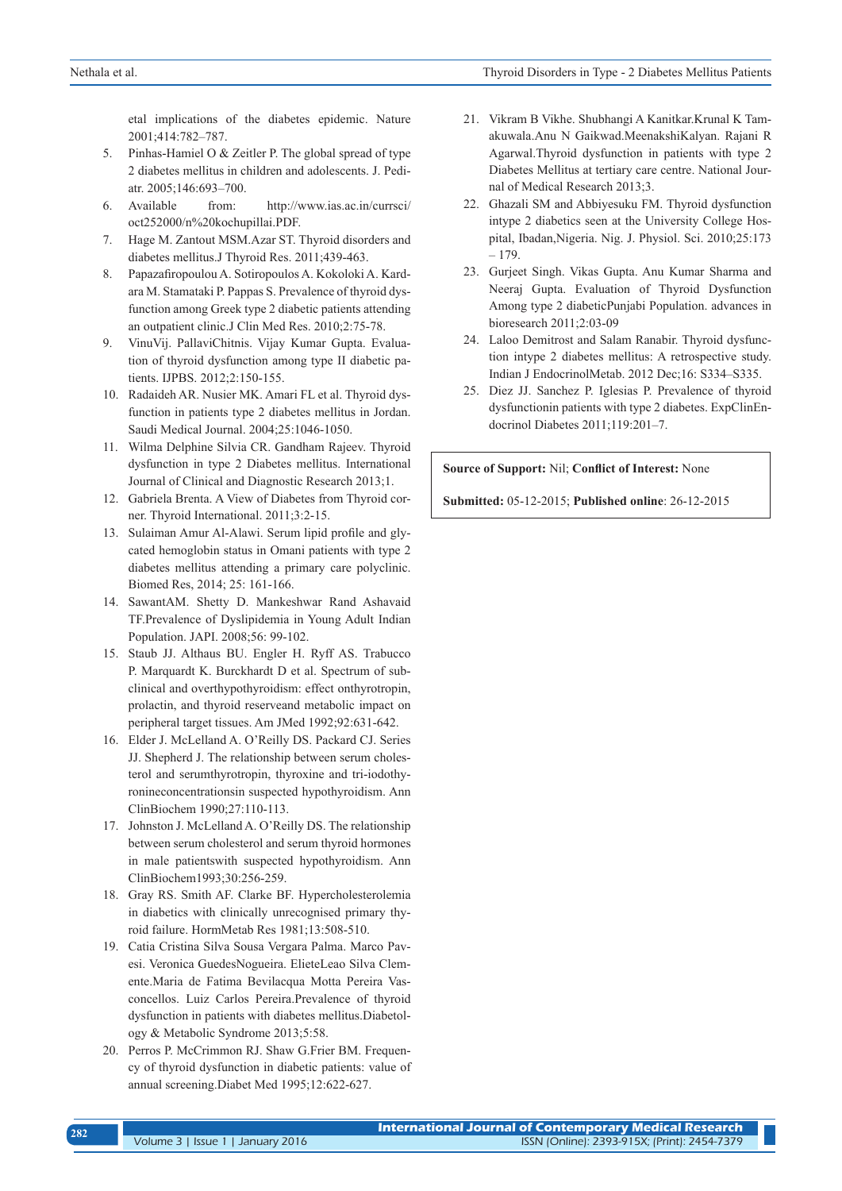etal implications of the diabetes epidemic. Nature 2001;414:782–787.

5. Pinhas-Hamiel O & Zeitler P. The global spread of type 2 diabetes mellitus in children and adolescents. J. Pediatr. 2005;146:693–700.
6. Available from: http://www.ias.ac.in/currsci/oct252000/n%20kochupillai.PDF.
7. Hage M. Zantout MSM.Azar ST. Thyroid disorders and diabetes mellitus.J Thyroid Res. 2011;439-463.
8. Papazafiropoulou A. Sotiropoulos A. Kokoloki A. Kardara M. Stamataki P. Pappas S. Prevalence of thyroid dysfunction among Greek type 2 diabetic patients attending an outpatient clinic.J Clin Med Res. 2010;2:75-78.
9. VinuVij. PallaviChitnis. Vijay Kumar Gupta. Evaluation of thyroid dysfunction among type II diabetic patients. IJPBS. 2012;2:150-155.
10. Radaideh AR. Nusier MK. Amari FL et al. Thyroid dysfunction in patients type 2 diabetes mellitus in Jordan. Saudi Medical Journal. 2004;25:1046-1050.
11. Wilma Delphine Silvia CR. Gandham Rajeev. Thyroid dysfunction in type 2 Diabetes mellitus. International Journal of Clinical and Diagnostic Research 2013;1.
12. Gabriela Brenta. A View of Diabetes from Thyroid corner. Thyroid International. 2011;3:2-15.
13. Sulaiman Amur Al-Alawi. Serum lipid profile and glycated hemoglobin status in Omani patients with type 2 diabetes mellitus attending a primary care polyclinic. Biomed Res, 2014; 25: 161-166.
14. SawantAM. Shetty D. Mankeshwar Rand Ashavaid TF.Prevalence of Dyslipidemia in Young Adult Indian Population. JAPI. 2008;56: 99-102.
15. Staub JJ. Althaus BU. Engler H. Ryff AS. Trabucco P. Marquardt K. Burckhardt D et al. Spectrum of subclinical and overthypothyroidism: effect onthyrotropin, prolactin, and thyroid reserveand metabolic impact on peripheral target tissues. Am JMed 1992;92:631-642.
16. Elder J. McLelland A. O'Reilly DS. Packard CJ. Series JJ. Shepherd J. The relationship between serum cholesterol and serumthyrotropin, thyroxine and tri-iodothyronineconcentrationsin suspected hypothyroidism. Ann ClinBiochem 1990;27:110-113.
17. Johnston J. McLelland A. O'Reilly DS. The relationship between serum cholesterol and serum thyroid hormones in male patientswith suspected hypothyroidism. Ann ClinBiochem1993;30:256-259.
18. Gray RS. Smith AF. Clarke BF. Hypercholesterolemia in diabetics with clinically unrecognised primary thyroid failure. HormMetab Res 1981;13:508-510.
19. Catia Cristina Silva Sousa Vergara Palma. Marco Pavesi. Veronica GuedesNogueira. ElieteLeao Silva Clemente.Maria de Fatima Bevilacqua Motta Pereira Vasconcellos. Luiz Carlos Pereira.Prevalence of thyroid dysfunction in patients with diabetes mellitus.Diabetology & Metabolic Syndrome 2013;5:58.
20. Perros P. McCrimmon RJ. Shaw G.Frier BM. Frequency of thyroid dysfunction in diabetic patients: value of annual screening.Diabet Med 1995;12:622-627.
21. Vikram B Vikhe. Shubhangi A Kanitkar.Krunal K Tamakuwala.Anu N Gaikwad.MeenakshiKalyan. Rajani R Agarwal.Thyroid dysfunction in patients with type 2 Diabetes Mellitus at tertiary care centre. National Journal of Medical Research 2013;3.
22. Ghazali SM and Abbiyesuku FM. Thyroid dysfunction intype 2 diabetics seen at the University College Hospital, Ibadan,Nigeria. Nig. J. Physiol. Sci. 2010;25:173 – 179.
23. Gurjeet Singh. Vikas Gupta. Anu Kumar Sharma and Neeraj Gupta. Evaluation of Thyroid Dysfunction Among type 2 diabeticPunjabi Population. advances in bioresearch 2011;2:03-09
24. Laloo Demitrost and Salam Ranabir. Thyroid dysfunction intype 2 diabetes mellitus: A retrospective study. Indian J EndocrinolMetab. 2012 Dec;16: S334–S335.
25. Diez JJ. Sanchez P. Iglesias P. Prevalence of thyroid dysfunctionin patients with type 2 diabetes. ExpClinEndocrinol Diabetes 2011;119:201–7.

**Source of Support:** Nil; **Conflict of Interest:** None

**Submitted:** 05-12-2015; **Published online**: 26-12-2015